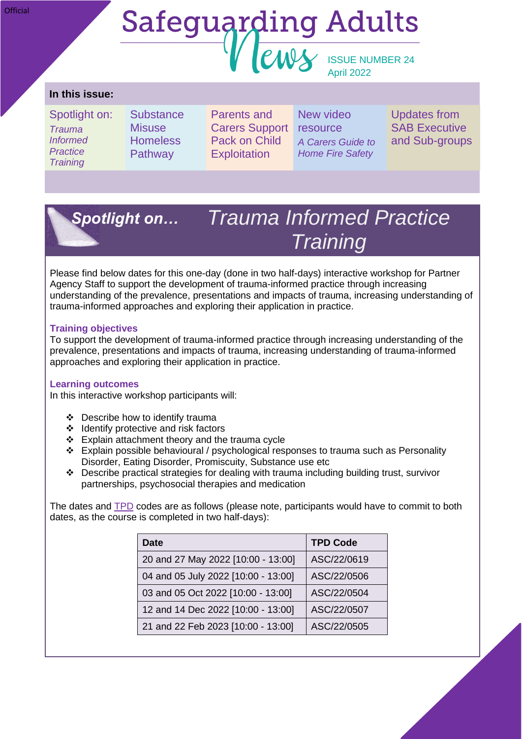Official

# Safeguarding Adults News

ISSUE NUMBER 24
April 2022

**In this issue:**

| Spotlight on: *Trauma Informed Practice Training* | Substance Misuse Homeless Pathway | Parents and Carers Support Pack on Child Exploitation | New video resource *A Carers Guide to Home Fire Safety* | Updates from SAB Executive and Sub-groups |
|---|---|---|---|---|

## Spotlight on… *Trauma Informed Practice Training*

Please find below dates for this one-day (done in two half-days) interactive workshop for Partner Agency Staff to support the development of trauma-informed practice through increasing understanding of the prevalence, presentations and impacts of trauma, increasing understanding of trauma-informed approaches and exploring their application in practice.

### Training objectives

To support the development of trauma-informed practice through increasing understanding of the prevalence, presentations and impacts of trauma, increasing understanding of trauma-informed approaches and exploring their application in practice.

### Learning outcomes

In this interactive workshop participants will:

- Describe how to identify trauma
- Identify protective and risk factors
- Explain attachment theory and the trauma cycle
- Explain possible behavioural / psychological responses to trauma such as Personality Disorder, Eating Disorder, Promiscuity, Substance use etc
- Describe practical strategies for dealing with trauma including building trust, survivor partnerships, psychosocial therapies and medication

The dates and TPD codes are as follows (please note, participants would have to commit to both dates, as the course is completed in two half-days):

| Date | TPD Code |
|---|---|
| 20 and 27 May 2022 [10:00 - 13:00] | ASC/22/0619 |
| 04 and 05 July 2022 [10:00 - 13:00] | ASC/22/0506 |
| 03 and 05 Oct 2022 [10:00 - 13:00] | ASC/22/0504 |
| 12 and 14 Dec 2022 [10:00 - 13:00] | ASC/22/0507 |
| 21 and 22 Feb 2023 [10:00 - 13:00] | ASC/22/0505 |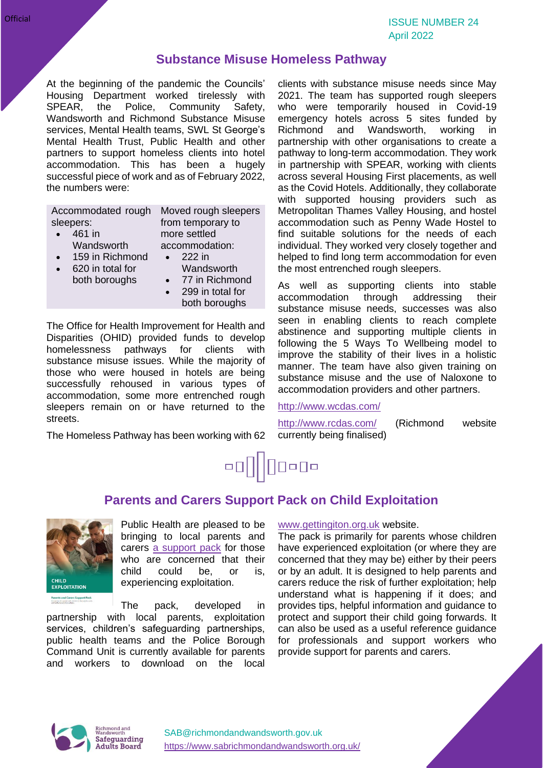Official

ISSUE NUMBER 24
April 2022

## Substance Misuse Homeless Pathway

At the beginning of the pandemic the Councils' Housing Department worked tirelessly with SPEAR, the Police, Community Safety, Wandsworth and Richmond Substance Misuse services, Mental Health teams, SWL St George's Mental Health Trust, Public Health and other partners to support homeless clients into hotel accommodation. This has been a hugely successful piece of work and as of February 2022, the numbers were:

| | |
|---|---|
| Accommodated rough sleepers:<br>• 461 in Wandsworth<br>• 159 in Richmond<br>• 620 in total for both boroughs | Moved rough sleepers from temporary to more settled accommodation:<br>• 222 in Wandsworth<br>• 77 in Richmond<br>• 299 in total for both boroughs |

The Office for Health Improvement for Health and Disparities (OHID) provided funds to develop homelessness pathways for clients with substance misuse issues. While the majority of those who were housed in hotels are being successfully rehoused in various types of accommodation, some more entrenched rough sleepers remain on or have returned to the streets.

The Homeless Pathway has been working with 62 clients with substance misuse needs since May 2021. The team has supported rough sleepers who were temporarily housed in Covid-19 emergency hotels across 5 sites funded by Richmond and Wandsworth, working in partnership with other organisations to create a pathway to long-term accommodation. They work in partnership with SPEAR, working with clients across several Housing First placements, as well as the Covid Hotels. Additionally, they collaborate with supported housing providers such as Metropolitan Thames Valley Housing, and hostel accommodation such as Penny Wade Hostel to find suitable solutions for the needs of each individual. They worked very closely together and helped to find long term accommodation for even the most entrenched rough sleepers.

As well as supporting clients into stable accommodation through addressing their substance misuse needs, successes was also seen in enabling clients to complete abstinence and supporting multiple clients in following the 5 Ways To Wellbeing model to improve the stability of their lives in a holistic manner. The team have also given training on substance misuse and the use of Naloxone to accommodation providers and other partners.

http://www.wcdas.com/

http://www.rcdas.com/ (Richmond website currently being finalised)

## Parents and Carers Support Pack on Child Exploitation

Public Health are pleased to be bringing to local parents and carers a support pack for those who are concerned that their child could be, or is, experiencing exploitation.

The pack, developed in partnership with local parents, exploitation services, children's safeguarding partnerships, public health teams and the Police Borough Command Unit is currently available for parents and workers to download on the local www.gettingiton.org.uk website.

The pack is primarily for parents whose children have experienced exploitation (or where they are concerned that they may be) either by their peers or by an adult. It is designed to help parents and carers reduce the risk of further exploitation; help understand what is happening if it does; and provides tips, helpful information and guidance to protect and support their child going forwards. It can also be used as a useful reference guidance for professionals and support workers who provide support for parents and carers.

SAB@richmondandwandsworth.gov.uk
https://www.sabrichmondandwandsworth.org.uk/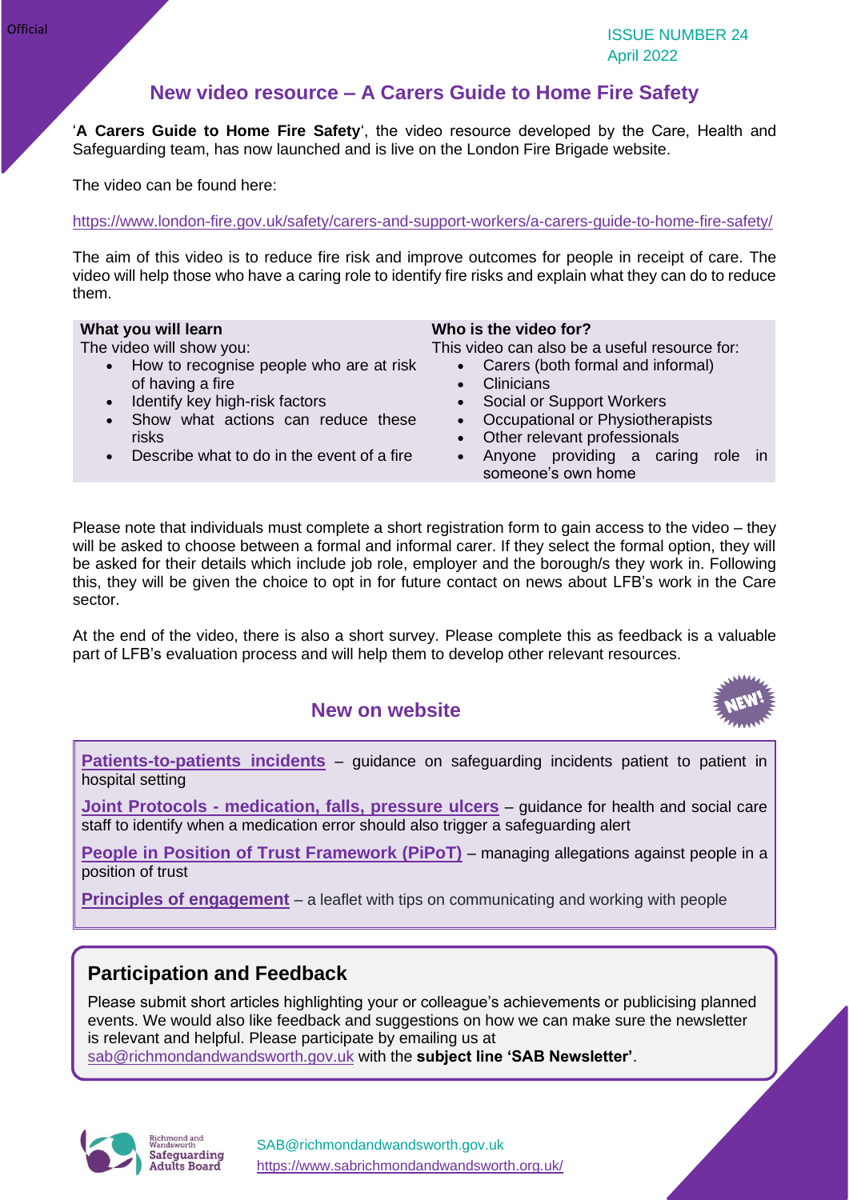## New video resource – A Carers Guide to Home Fire Safety

'**A Carers Guide to Home Fire Safety**', the video resource developed by the Care, Health and Safeguarding team, has now launched and is live on the London Fire Brigade website.

The video can be found here:

https://www.london-fire.gov.uk/safety/carers-and-support-workers/a-carers-guide-to-home-fire-safety/

The aim of this video is to reduce fire risk and improve outcomes for people in receipt of care. The video will help those who have a caring role to identify fire risks and explain what they can do to reduce them.

**What you will learn**

The video will show you:

- How to recognise people who are at risk of having a fire
- Identify key high-risk factors
- Show what actions can reduce these risks
- Describe what to do in the event of a fire

**Who is the video for?**

This video can also be a useful resource for:

- Carers (both formal and informal)
- Clinicians
- Social or Support Workers
- Occupational or Physiotherapists
- Other relevant professionals
- Anyone providing a caring role in someone's own home

Please note that individuals must complete a short registration form to gain access to the video – they will be asked to choose between a formal and informal carer. If they select the formal option, they will be asked for their details which include job role, employer and the borough/s they work in. Following this, they will be given the choice to opt in for future contact on news about LFB's work in the Care sector.

At the end of the video, there is also a short survey. Please complete this as feedback is a valuable part of LFB's evaluation process and will help them to develop other relevant resources.

## New on website

**Patients-to-patients incidents** – guidance on safeguarding incidents patient to patient in hospital setting

**Joint Protocols - medication, falls, pressure ulcers** – guidance for health and social care staff to identify when a medication error should also trigger a safeguarding alert

**People in Position of Trust Framework (PiPoT)** – managing allegations against people in a position of trust

**Principles of engagement** – a leaflet with tips on communicating and working with people

### Participation and Feedback

Please submit short articles highlighting your or colleague's achievements or publicising planned events. We would also like feedback and suggestions on how we can make sure the newsletter is relevant and helpful. Please participate by emailing us at sab@richmondandwandsworth.gov.uk with the **subject line 'SAB Newsletter'**.

Richmond and Wandsworth Safeguarding Adults Board

SAB@richmondandwandsworth.gov.uk

https://www.sabrichmondandwandsworth.org.uk/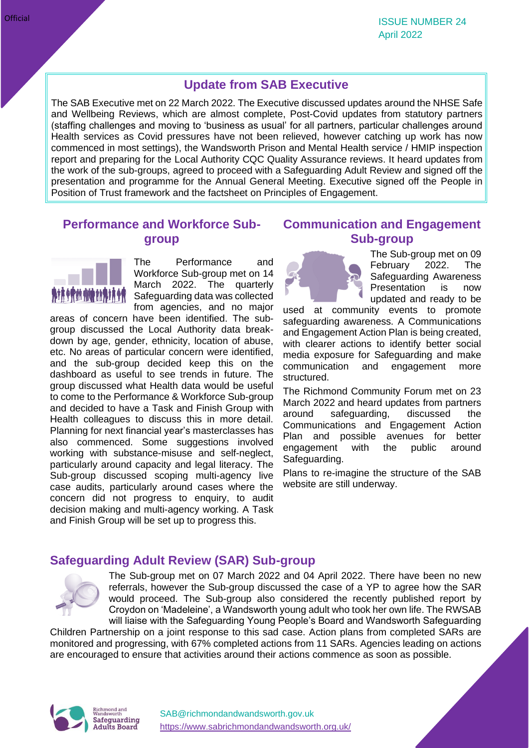## Update from SAB Executive

The SAB Executive met on 22 March 2022. The Executive discussed updates around the NHSE Safe and Wellbeing Reviews, which are almost complete, Post-Covid updates from statutory partners (staffing challenges and moving to 'business as usual' for all partners, particular challenges around Health services as Covid pressures have not been relieved, however catching up work has now commenced in most settings), the Wandsworth Prison and Mental Health service / HMIP inspection report and preparing for the Local Authority CQC Quality Assurance reviews. It heard updates from the work of the sub-groups, agreed to proceed with a Safeguarding Adult Review and signed off the presentation and programme for the Annual General Meeting. Executive signed off the People in Position of Trust framework and the factsheet on Principles of Engagement.

## Performance and Workforce Sub-group

The Performance and Workforce Sub-group met on 14 March 2022. The quarterly Safeguarding data was collected from agencies, and no major areas of concern have been identified. The sub-group discussed the Local Authority data break-down by age, gender, ethnicity, location of abuse, etc. No areas of particular concern were identified, and the sub-group decided keep this on the dashboard as useful to see trends in future. The group discussed what Health data would be useful to come to the Performance & Workforce Sub-group and decided to have a Task and Finish Group with Health colleagues to discuss this in more detail. Planning for next financial year's masterclasses has also commenced. Some suggestions involved working with substance-misuse and self-neglect, particularly around capacity and legal literacy. The Sub-group discussed scoping multi-agency live case audits, particularly around cases where the concern did not progress to enquiry, to audit decision making and multi-agency working. A Task and Finish Group will be set up to progress this.

## Communication and Engagement Sub-group

The Sub-group met on 09 February 2022. The Safeguarding Awareness Presentation is now updated and ready to be used at community events to promote safeguarding awareness. A Communications and Engagement Action Plan is being created, with clearer actions to identify better social media exposure for Safeguarding and make communication and engagement more structured.

The Richmond Community Forum met on 23 March 2022 and heard updates from partners around safeguarding, discussed the Communications and Engagement Action Plan and possible avenues for better engagement with the public around Safeguarding.

Plans to re-imagine the structure of the SAB website are still underway.

## Safeguarding Adult Review (SAR) Sub-group

The Sub-group met on 07 March 2022 and 04 April 2022. There have been no new referrals, however the Sub-group discussed the case of a YP to agree how the SAR would proceed. The Sub-group also considered the recently published report by Croydon on 'Madeleine', a Wandsworth young adult who took her own life. The RWSAB will liaise with the Safeguarding Young People's Board and Wandsworth Safeguarding Children Partnership on a joint response to this sad case. Action plans from completed SARs are monitored and progressing, with 67% completed actions from 11 SARs. Agencies leading on actions are encouraged to ensure that activities around their actions commence as soon as possible.

SAB@richmondandwandsworth.gov.uk
https://www.sabrichmondandwandsworth.org.uk/